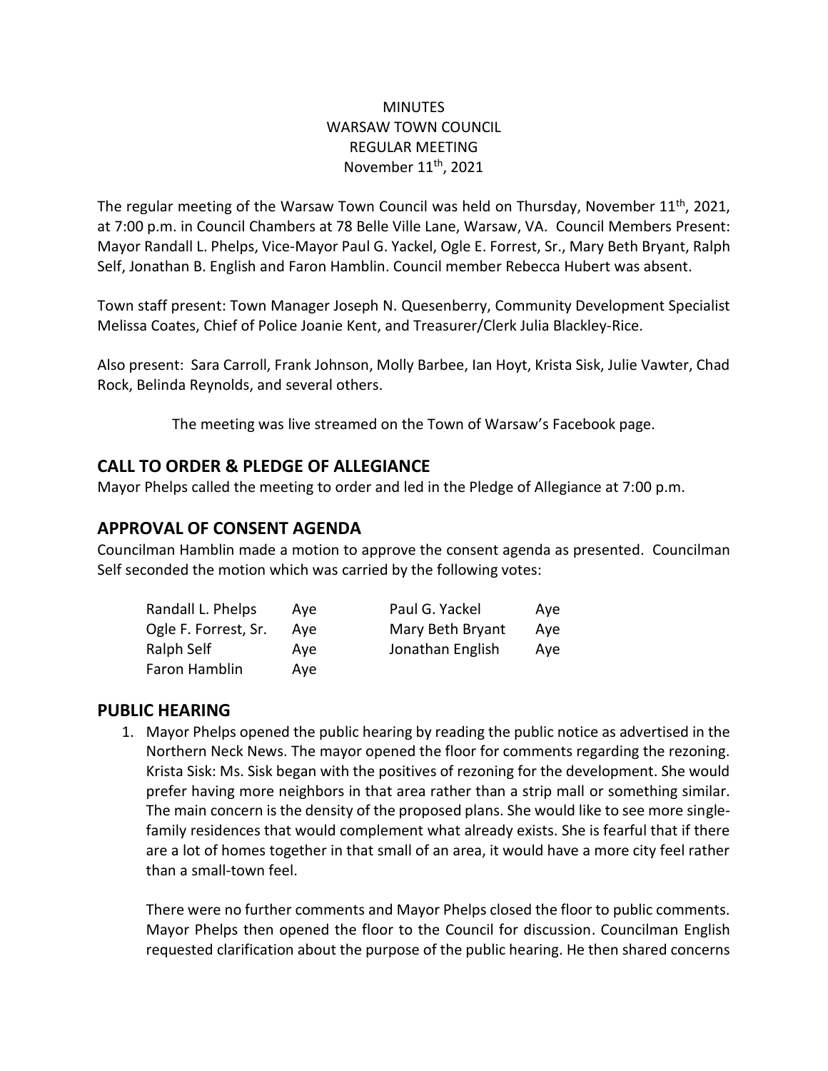MINUTES
WARSAW TOWN COUNCIL
REGULAR MEETING
November 11th, 2021

The regular meeting of the Warsaw Town Council was held on Thursday, November 11th, 2021, at 7:00 p.m. in Council Chambers at 78 Belle Ville Lane, Warsaw, VA. Council Members Present: Mayor Randall L. Phelps, Vice-Mayor Paul G. Yackel, Ogle E. Forrest, Sr., Mary Beth Bryant, Ralph Self, Jonathan B. English and Faron Hamblin. Council member Rebecca Hubert was absent.

Town staff present: Town Manager Joseph N. Quesenberry, Community Development Specialist Melissa Coates, Chief of Police Joanie Kent, and Treasurer/Clerk Julia Blackley-Rice.

Also present: Sara Carroll, Frank Johnson, Molly Barbee, Ian Hoyt, Krista Sisk, Julie Vawter, Chad Rock, Belinda Reynolds, and several others.

The meeting was live streamed on the Town of Warsaw's Facebook page.

## CALL TO ORDER & PLEDGE OF ALLEGIANCE

Mayor Phelps called the meeting to order and led in the Pledge of Allegiance at 7:00 p.m.

## APPROVAL OF CONSENT AGENDA

Councilman Hamblin made a motion to approve the consent agenda as presented. Councilman Self seconded the motion which was carried by the following votes:

| | | | |
|---|---|---|---|
| Randall L. Phelps | Aye | Paul G. Yackel | Aye |
| Ogle F. Forrest, Sr. | Aye | Mary Beth Bryant | Aye |
| Ralph Self | Aye | Jonathan English | Aye |
| Faron Hamblin | Aye | | |

## PUBLIC HEARING

1. Mayor Phelps opened the public hearing by reading the public notice as advertised in the Northern Neck News. The mayor opened the floor for comments regarding the rezoning. Krista Sisk: Ms. Sisk began with the positives of rezoning for the development. She would prefer having more neighbors in that area rather than a strip mall or something similar. The main concern is the density of the proposed plans. She would like to see more single-family residences that would complement what already exists. She is fearful that if there are a lot of homes together in that small of an area, it would have a more city feel rather than a small-town feel.

   There were no further comments and Mayor Phelps closed the floor to public comments. Mayor Phelps then opened the floor to the Council for discussion. Councilman English requested clarification about the purpose of the public hearing. He then shared concerns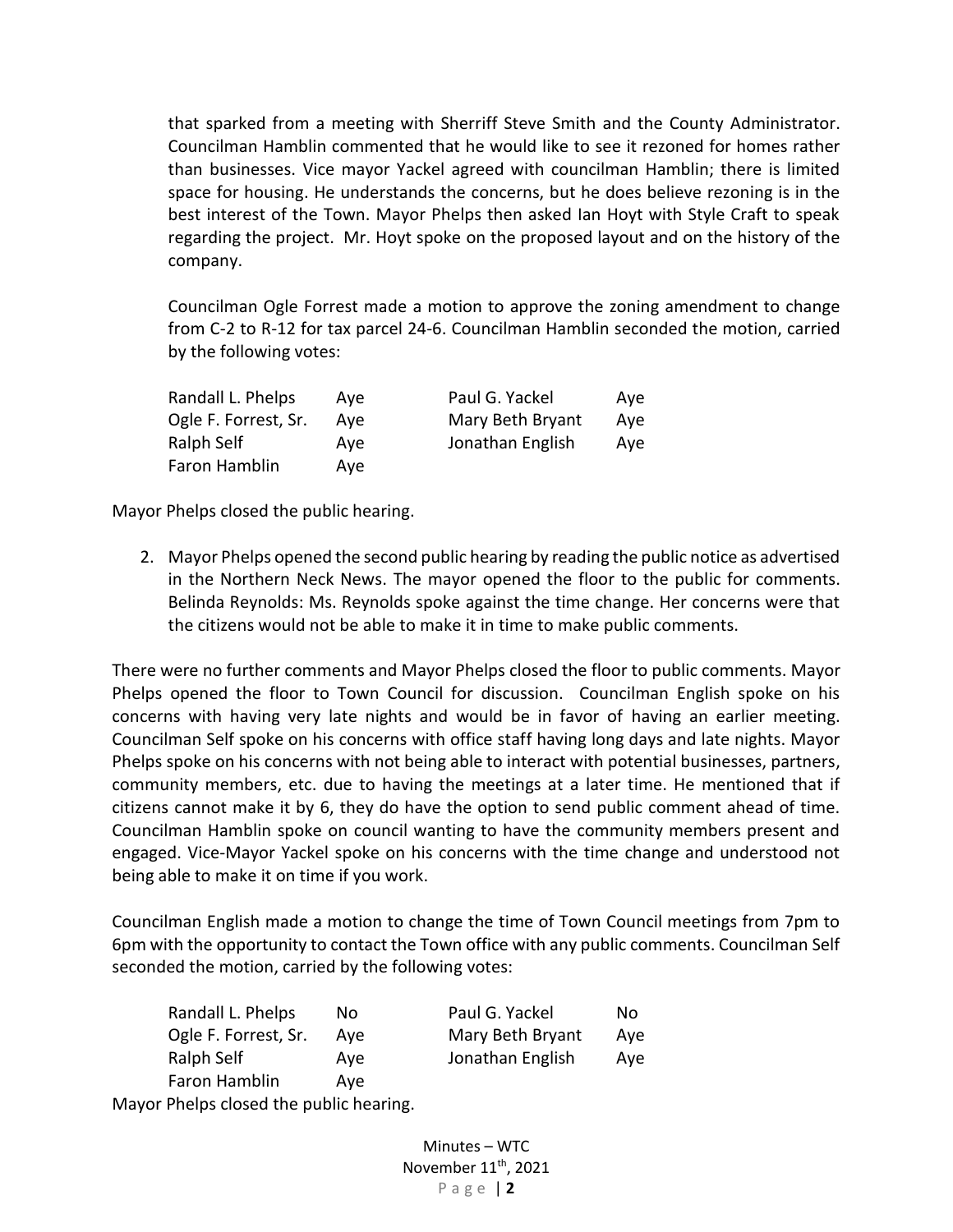that sparked from a meeting with Sherriff Steve Smith and the County Administrator. Councilman Hamblin commented that he would like to see it rezoned for homes rather than businesses. Vice mayor Yackel agreed with councilman Hamblin; there is limited space for housing. He understands the concerns, but he does believe rezoning is in the best interest of the Town. Mayor Phelps then asked Ian Hoyt with Style Craft to speak regarding the project. Mr. Hoyt spoke on the proposed layout and on the history of the company.

Councilman Ogle Forrest made a motion to approve the zoning amendment to change from C-2 to R-12 for tax parcel 24-6. Councilman Hamblin seconded the motion, carried by the following votes:

| | | | |
|---|---|---|---|
| Randall L. Phelps | Aye | Paul G. Yackel | Aye |
| Ogle F. Forrest, Sr. | Aye | Mary Beth Bryant | Aye |
| Ralph Self | Aye | Jonathan English | Aye |
| Faron Hamblin | Aye | | |

Mayor Phelps closed the public hearing.

2. Mayor Phelps opened the second public hearing by reading the public notice as advertised in the Northern Neck News. The mayor opened the floor to the public for comments. Belinda Reynolds: Ms. Reynolds spoke against the time change. Her concerns were that the citizens would not be able to make it in time to make public comments.

There were no further comments and Mayor Phelps closed the floor to public comments. Mayor Phelps opened the floor to Town Council for discussion. Councilman English spoke on his concerns with having very late nights and would be in favor of having an earlier meeting. Councilman Self spoke on his concerns with office staff having long days and late nights. Mayor Phelps spoke on his concerns with not being able to interact with potential businesses, partners, community members, etc. due to having the meetings at a later time. He mentioned that if citizens cannot make it by 6, they do have the option to send public comment ahead of time. Councilman Hamblin spoke on council wanting to have the community members present and engaged. Vice-Mayor Yackel spoke on his concerns with the time change and understood not being able to make it on time if you work.

Councilman English made a motion to change the time of Town Council meetings from 7pm to 6pm with the opportunity to contact the Town office with any public comments. Councilman Self seconded the motion, carried by the following votes:

| | | | |
|---|---|---|---|
| Randall L. Phelps | No | Paul G. Yackel | No |
| Ogle F. Forrest, Sr. | Aye | Mary Beth Bryant | Aye |
| Ralph Self | Aye | Jonathan English | Aye |
| Faron Hamblin | Aye | | |

Mayor Phelps closed the public hearing.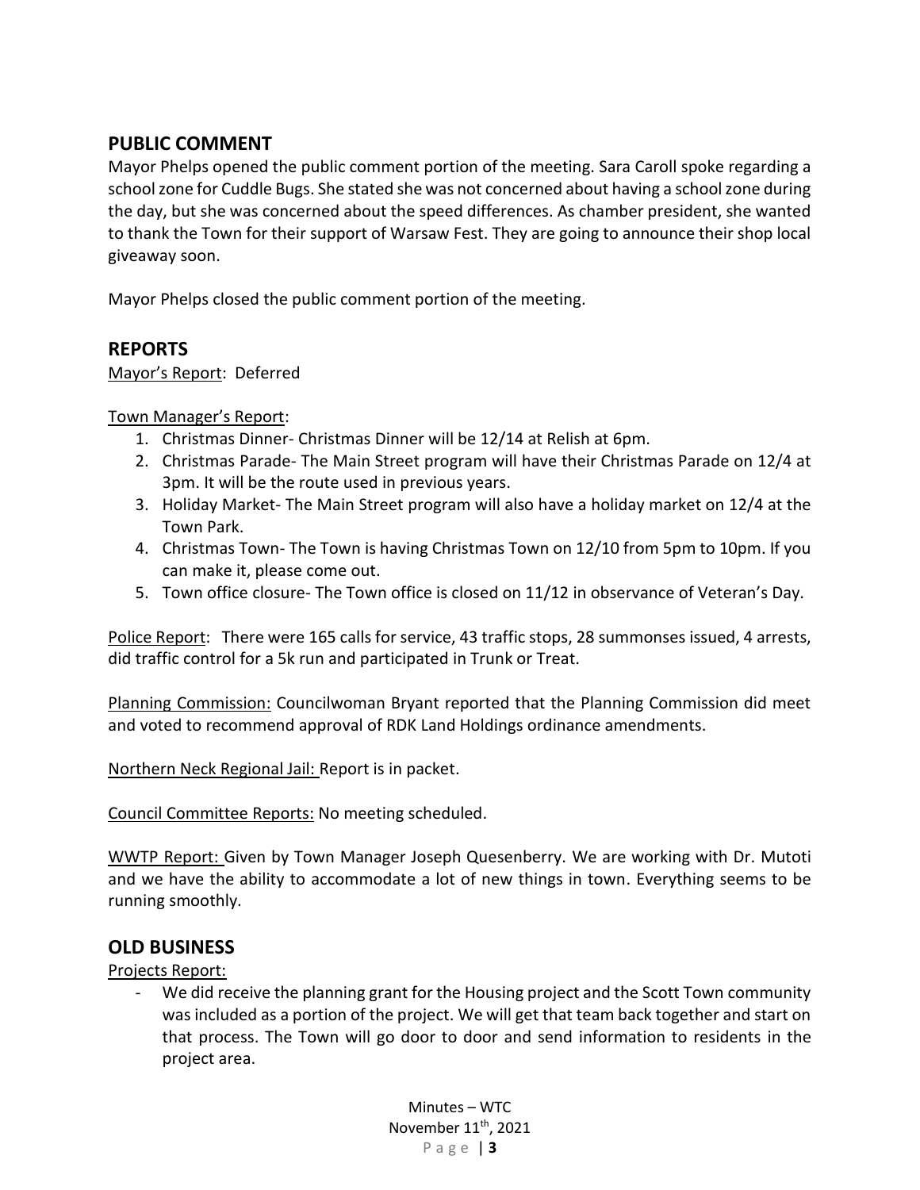## PUBLIC COMMENT

Mayor Phelps opened the public comment portion of the meeting. Sara Caroll spoke regarding a school zone for Cuddle Bugs. She stated she was not concerned about having a school zone during the day, but she was concerned about the speed differences. As chamber president, she wanted to thank the Town for their support of Warsaw Fest. They are going to announce their shop local giveaway soon.

Mayor Phelps closed the public comment portion of the meeting.

## REPORTS

Mayor's Report: Deferred

Town Manager's Report:

1. Christmas Dinner- Christmas Dinner will be 12/14 at Relish at 6pm.
2. Christmas Parade- The Main Street program will have their Christmas Parade on 12/4 at 3pm. It will be the route used in previous years.
3. Holiday Market- The Main Street program will also have a holiday market on 12/4 at the Town Park.
4. Christmas Town- The Town is having Christmas Town on 12/10 from 5pm to 10pm. If you can make it, please come out.
5. Town office closure- The Town office is closed on 11/12 in observance of Veteran's Day.

Police Report: There were 165 calls for service, 43 traffic stops, 28 summonses issued, 4 arrests, did traffic control for a 5k run and participated in Trunk or Treat.

Planning Commission: Councilwoman Bryant reported that the Planning Commission did meet and voted to recommend approval of RDK Land Holdings ordinance amendments.

Northern Neck Regional Jail: Report is in packet.

Council Committee Reports: No meeting scheduled.

WWTP Report: Given by Town Manager Joseph Quesenberry. We are working with Dr. Mutoti and we have the ability to accommodate a lot of new things in town. Everything seems to be running smoothly.

## OLD BUSINESS

Projects Report:

- We did receive the planning grant for the Housing project and the Scott Town community was included as a portion of the project. We will get that team back together and start on that process. The Town will go door to door and send information to residents in the project area.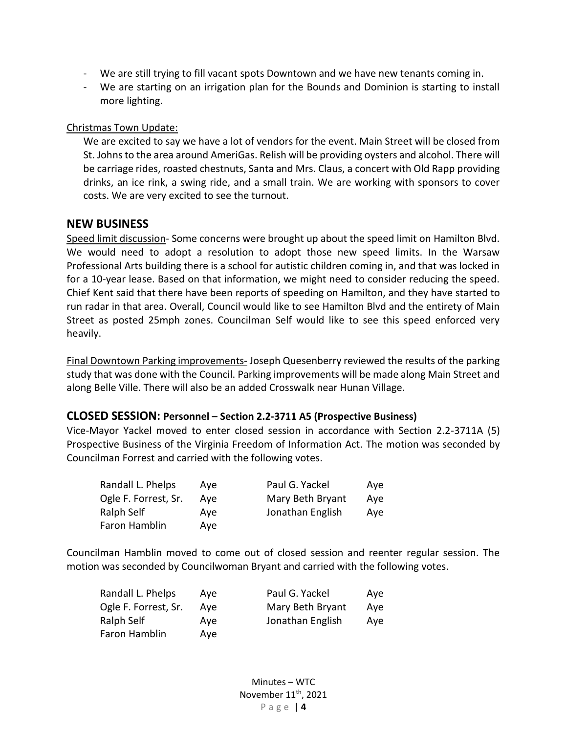- We are still trying to fill vacant spots Downtown and we have new tenants coming in.
- We are starting on an irrigation plan for the Bounds and Dominion is starting to install more lighting.

Christmas Town Update:

We are excited to say we have a lot of vendors for the event. Main Street will be closed from St. Johns to the area around AmeriGas. Relish will be providing oysters and alcohol. There will be carriage rides, roasted chestnuts, Santa and Mrs. Claus, a concert with Old Rapp providing drinks, an ice rink, a swing ride, and a small train. We are working with sponsors to cover costs. We are very excited to see the turnout.

## NEW BUSINESS

Speed limit discussion- Some concerns were brought up about the speed limit on Hamilton Blvd. We would need to adopt a resolution to adopt those new speed limits. In the Warsaw Professional Arts building there is a school for autistic children coming in, and that was locked in for a 10-year lease. Based on that information, we might need to consider reducing the speed. Chief Kent said that there have been reports of speeding on Hamilton, and they have started to run radar in that area. Overall, Council would like to see Hamilton Blvd and the entirety of Main Street as posted 25mph zones. Councilman Self would like to see this speed enforced very heavily.

Final Downtown Parking improvements- Joseph Quesenberry reviewed the results of the parking study that was done with the Council. Parking improvements will be made along Main Street and along Belle Ville. There will also be an added Crosswalk near Hunan Village.

## CLOSED SESSION: Personnel – Section 2.2-3711 A5 (Prospective Business)

Vice-Mayor Yackel moved to enter closed session in accordance with Section 2.2-3711A (5) Prospective Business of the Virginia Freedom of Information Act. The motion was seconded by Councilman Forrest and carried with the following votes.

| | | | |
|---|---|---|---|
| Randall L. Phelps | Aye | Paul G. Yackel | Aye |
| Ogle F. Forrest, Sr. | Aye | Mary Beth Bryant | Aye |
| Ralph Self | Aye | Jonathan English | Aye |
| Faron Hamblin | Aye | | |

Councilman Hamblin moved to come out of closed session and reenter regular session. The motion was seconded by Councilwoman Bryant and carried with the following votes.

| | | | |
|---|---|---|---|
| Randall L. Phelps | Aye | Paul G. Yackel | Aye |
| Ogle F. Forrest, Sr. | Aye | Mary Beth Bryant | Aye |
| Ralph Self | Aye | Jonathan English | Aye |
| Faron Hamblin | Aye | | |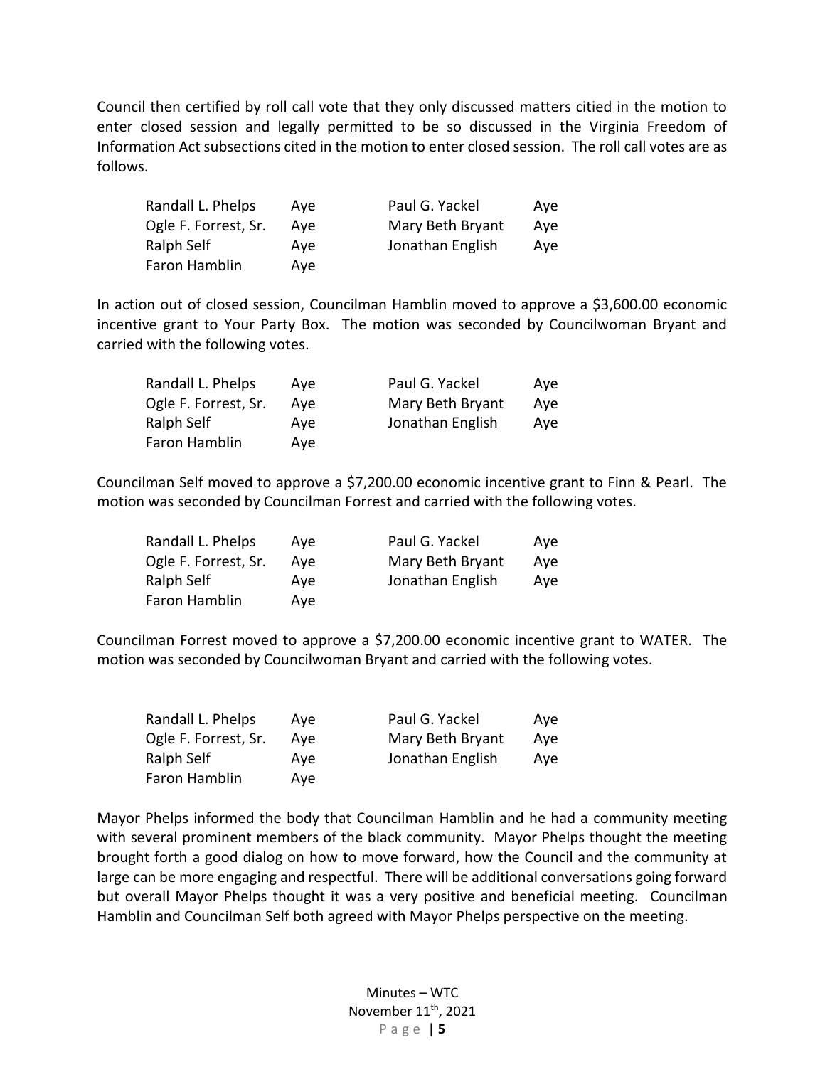Council then certified by roll call vote that they only discussed matters citied in the motion to enter closed session and legally permitted to be so discussed in the Virginia Freedom of Information Act subsections cited in the motion to enter closed session. The roll call votes are as follows.

| | | | |
|---|---|---|---|
| Randall L. Phelps | Aye | Paul G. Yackel | Aye |
| Ogle F. Forrest, Sr. | Aye | Mary Beth Bryant | Aye |
| Ralph Self | Aye | Jonathan English | Aye |
| Faron Hamblin | Aye | | |

In action out of closed session, Councilman Hamblin moved to approve a $3,600.00 economic incentive grant to Your Party Box. The motion was seconded by Councilwoman Bryant and carried with the following votes.

| | | | |
|---|---|---|---|
| Randall L. Phelps | Aye | Paul G. Yackel | Aye |
| Ogle F. Forrest, Sr. | Aye | Mary Beth Bryant | Aye |
| Ralph Self | Aye | Jonathan English | Aye |
| Faron Hamblin | Aye | | |

Councilman Self moved to approve a $7,200.00 economic incentive grant to Finn & Pearl. The motion was seconded by Councilman Forrest and carried with the following votes.

| | | | |
|---|---|---|---|
| Randall L. Phelps | Aye | Paul G. Yackel | Aye |
| Ogle F. Forrest, Sr. | Aye | Mary Beth Bryant | Aye |
| Ralph Self | Aye | Jonathan English | Aye |
| Faron Hamblin | Aye | | |

Councilman Forrest moved to approve a $7,200.00 economic incentive grant to WATER. The motion was seconded by Councilwoman Bryant and carried with the following votes.

| | | | |
|---|---|---|---|
| Randall L. Phelps | Aye | Paul G. Yackel | Aye |
| Ogle F. Forrest, Sr. | Aye | Mary Beth Bryant | Aye |
| Ralph Self | Aye | Jonathan English | Aye |
| Faron Hamblin | Aye | | |

Mayor Phelps informed the body that Councilman Hamblin and he had a community meeting with several prominent members of the black community. Mayor Phelps thought the meeting brought forth a good dialog on how to move forward, how the Council and the community at large can be more engaging and respectful. There will be additional conversations going forward but overall Mayor Phelps thought it was a very positive and beneficial meeting. Councilman Hamblin and Councilman Self both agreed with Mayor Phelps perspective on the meeting.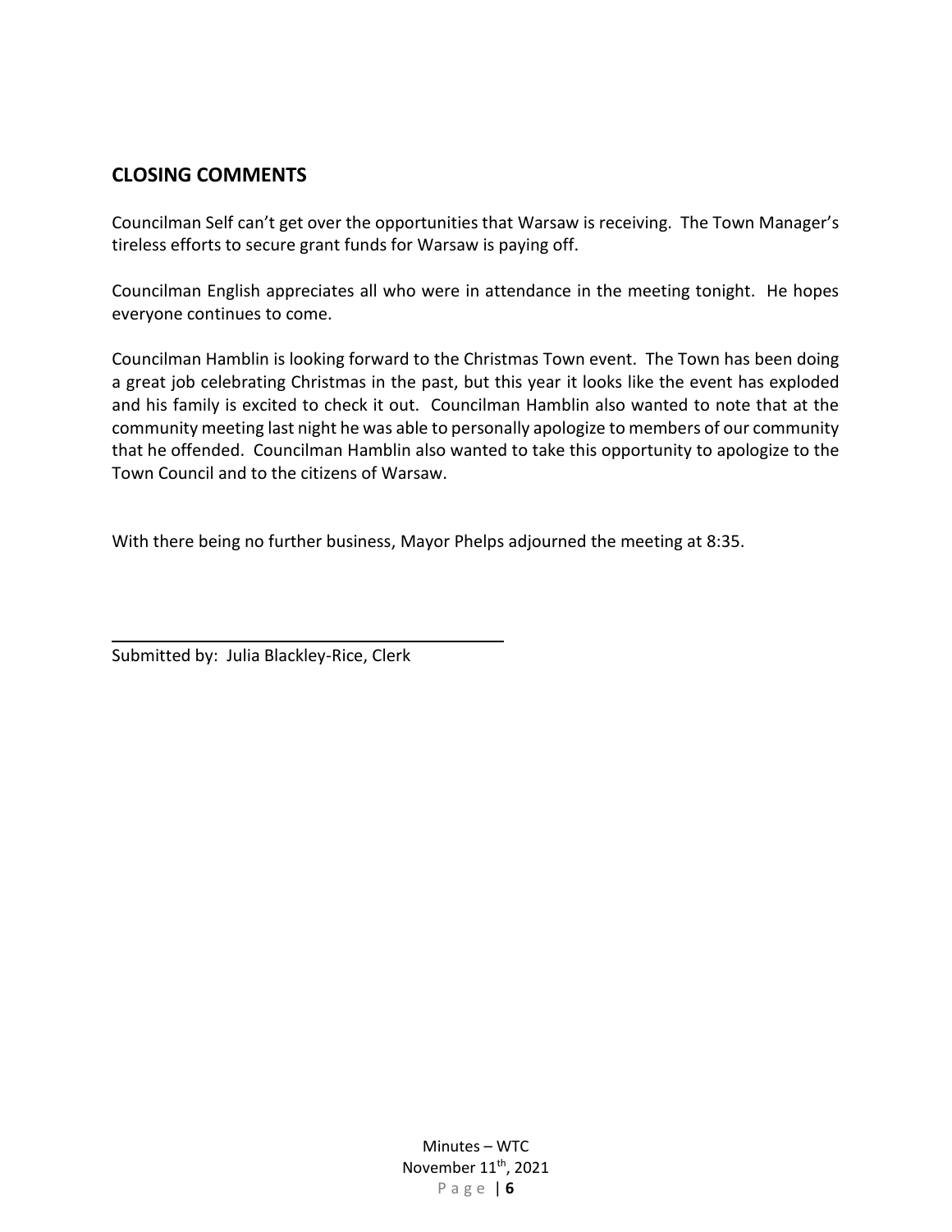## CLOSING COMMENTS

Councilman Self can't get over the opportunities that Warsaw is receiving. The Town Manager's tireless efforts to secure grant funds for Warsaw is paying off.

Councilman English appreciates all who were in attendance in the meeting tonight. He hopes everyone continues to come.

Councilman Hamblin is looking forward to the Christmas Town event. The Town has been doing a great job celebrating Christmas in the past, but this year it looks like the event has exploded and his family is excited to check it out. Councilman Hamblin also wanted to note that at the community meeting last night he was able to personally apologize to members of our community that he offended. Councilman Hamblin also wanted to take this opportunity to apologize to the Town Council and to the citizens of Warsaw.

With there being no further business, Mayor Phelps adjourned the meeting at 8:35.

\_\_\_\_\_\_\_\_\_\_\_\_\_\_\_\_\_\_\_\_\_\_\_\_\_\_\_\_\_\_\_\_\_\_\_\_\_\_\_\_

Submitted by: Julia Blackley-Rice, Clerk